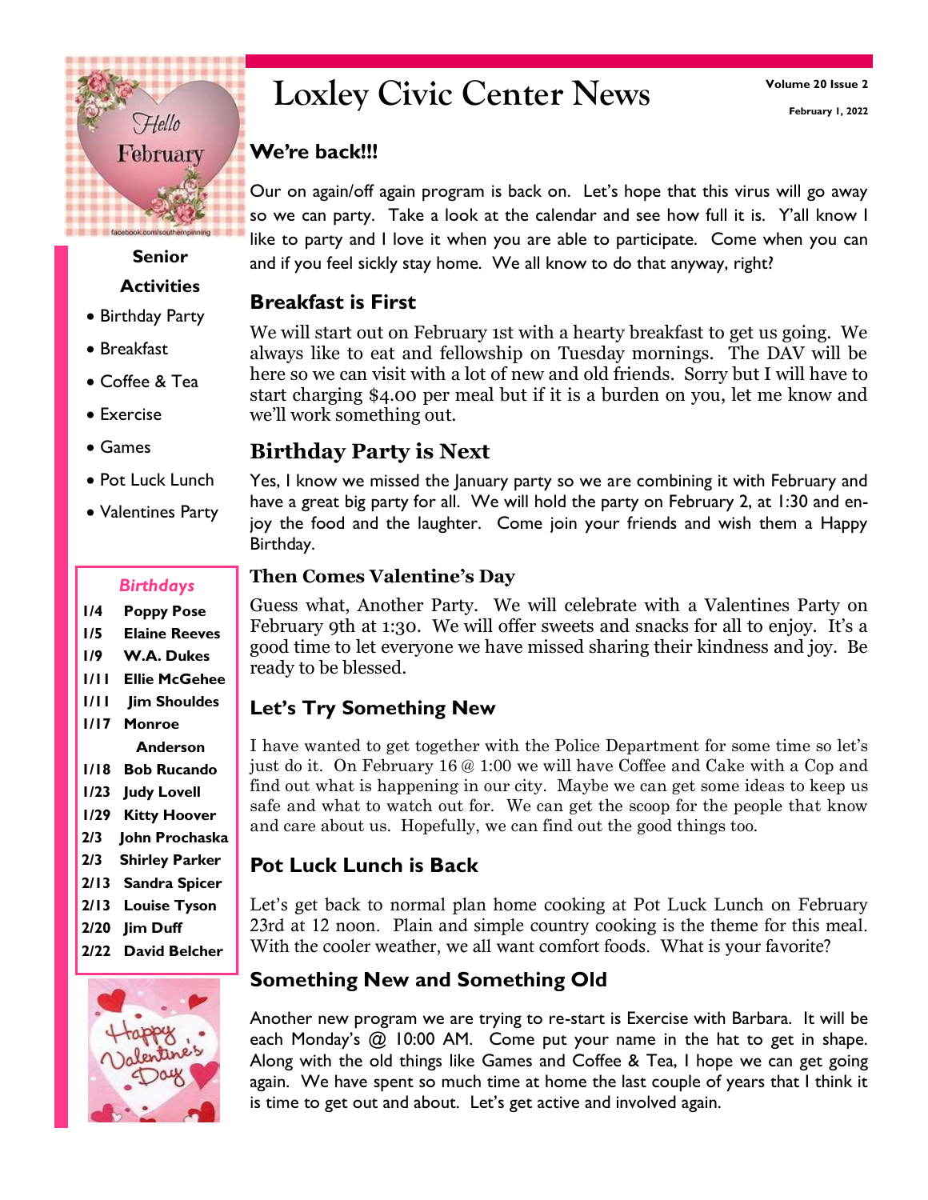# Loxley Civic Center News

Volume 20 Issue 2

February 1, 2022

## We're back!!!

Our on again/off again program is back on. Let's hope that this virus will go away so we can party. Take a look at the calendar and see how full it is. Y'all know I like to party and I love it when you are able to participate. Come when you can and if you feel sickly stay home. We all know to do that anyway, right?

## Breakfast is First

We will start out on February 1st with a hearty breakfast to get us going. We always like to eat and fellowship on Tuesday mornings. The DAV will be here so we can visit with a lot of new and old friends. Sorry but I will have to start charging $4.00 per meal but if it is a burden on you, let me know and we'll work something out.

## Birthday Party is Next

Yes, I know we missed the January party so we are combining it with February and have a great big party for all. We will hold the party on February 2, at 1:30 and enjoy the food and the laughter. Come join your friends and wish them a Happy Birthday.

## Then Comes Valentine's Day

Guess what, Another Party. We will celebrate with a Valentines Party on February 9th at 1:30. We will offer sweets and snacks for all to enjoy. It's a good time to let everyone we have missed sharing their kindness and joy. Be ready to be blessed.

## Let's Try Something New

I have wanted to get together with the Police Department for some time so let's just do it. On February 16 @ 1:00 we will have Coffee and Cake with a Cop and find out what is happening in our city. Maybe we can get some ideas to keep us safe and what to watch out for. We can get the scoop for the people that know and care about us. Hopefully, we can find out the good things too.

## Pot Luck Lunch is Back

Let's get back to normal plan home cooking at Pot Luck Lunch on February 23rd at 12 noon. Plain and simple country cooking is the theme for this meal. With the cooler weather, we all want comfort foods. What is your favorite?

## Something New and Something Old

Another new program we are trying to re-start is Exercise with Barbara. It will be each Monday's @ 10:00 AM. Come put your name in the hat to get in shape. Along with the old things like Games and Coffee & Tea, I hope we can get going again. We have spent so much time at home the last couple of years that I think it is time to get out and about. Let's get active and involved again.

### Senior Activities

- Birthday Party
- Breakfast
- Coffee & Tea
- Exercise
- Games
- Pot Luck Lunch
- Valentines Party

### *Birthdays*

| | |
|---|---|
| 1/4 | Poppy Pose |
| 1/5 | Elaine Reeves |
| 1/9 | W.A. Dukes |
| 1/11 | Ellie McGehee |
| 1/11 | Jim Shoulds |
| 1/17 | Monroe Anderson |
| 1/18 | Bob Rucando |
| 1/23 | Judy Lovell |
| 1/29 | Kitty Hoover |
| 2/3 | John Prochaska |
| 2/3 | Shirley Parker |
| 2/13 | Sandra Spicer |
| 2/13 | Louise Tyson |
| 2/20 | Jim Duff |
| 2/22 | David Belcher |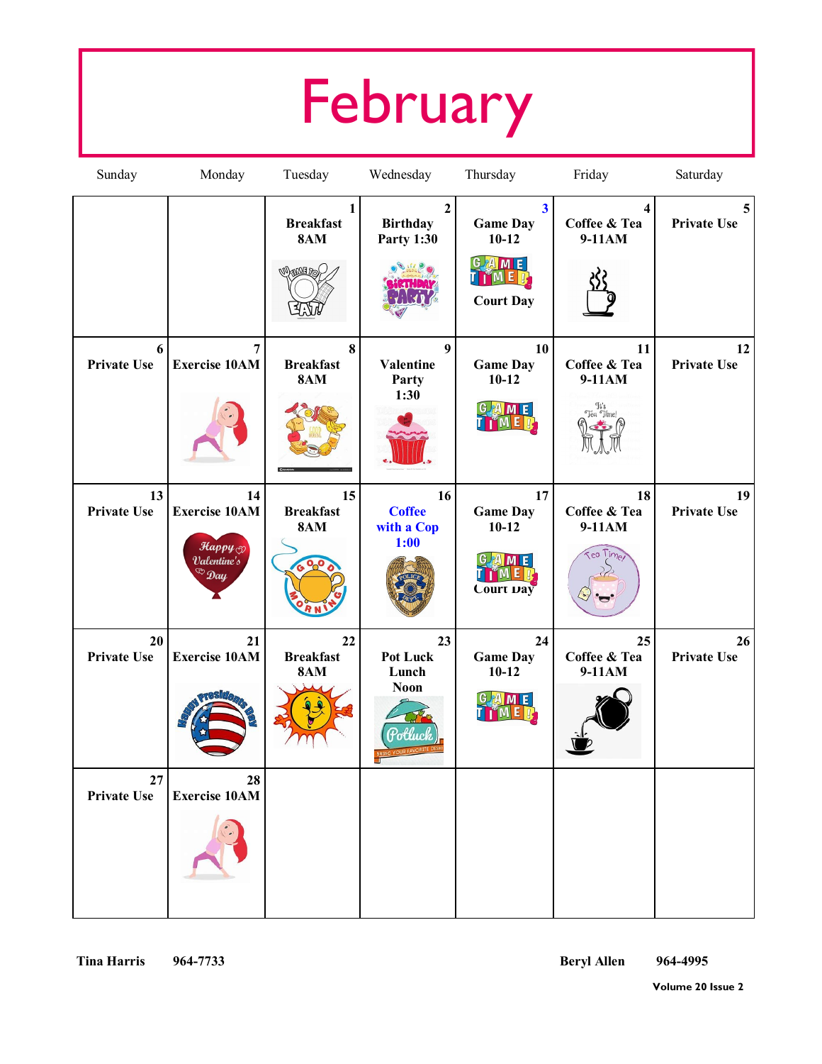# February

| Sunday | Monday | Tuesday | Wednesday | Thursday | Friday | Saturday |
|---|---|---|---|---|---|---|
| | | **1** Breakfast 8AM | **2** Birthday Party 1:30 | **3** Game Day 10-12 Court Day | **4** Coffee & Tea 9-11AM | **5** Private Use |
| **6** Private Use | **7** Exercise 10AM | **8** Breakfast 8AM | **9** Valentine Party 1:30 | **10** Game Day 10-12 | **11** Coffee & Tea 9-11AM | **12** Private Use |
| **13** Private Use | **14** Exercise 10AM | **15** Breakfast 8AM | **16** Coffee with a Cop 1:00 | **17** Game Day 10-12 Court Day | **18** Coffee & Tea 9-11AM | **19** Private Use |
| **20** Private Use | **21** Exercise 10AM | **22** Breakfast 8AM | **23** Pot Luck Lunch Noon | **24** Game Day 10-12 | **25** Coffee & Tea 9-11AM | **26** Private Use |
| **27** Private Use | **28** Exercise 10AM | | | | | |

**Tina Harris** 964-7733

**Beryl Allen** 964-4995